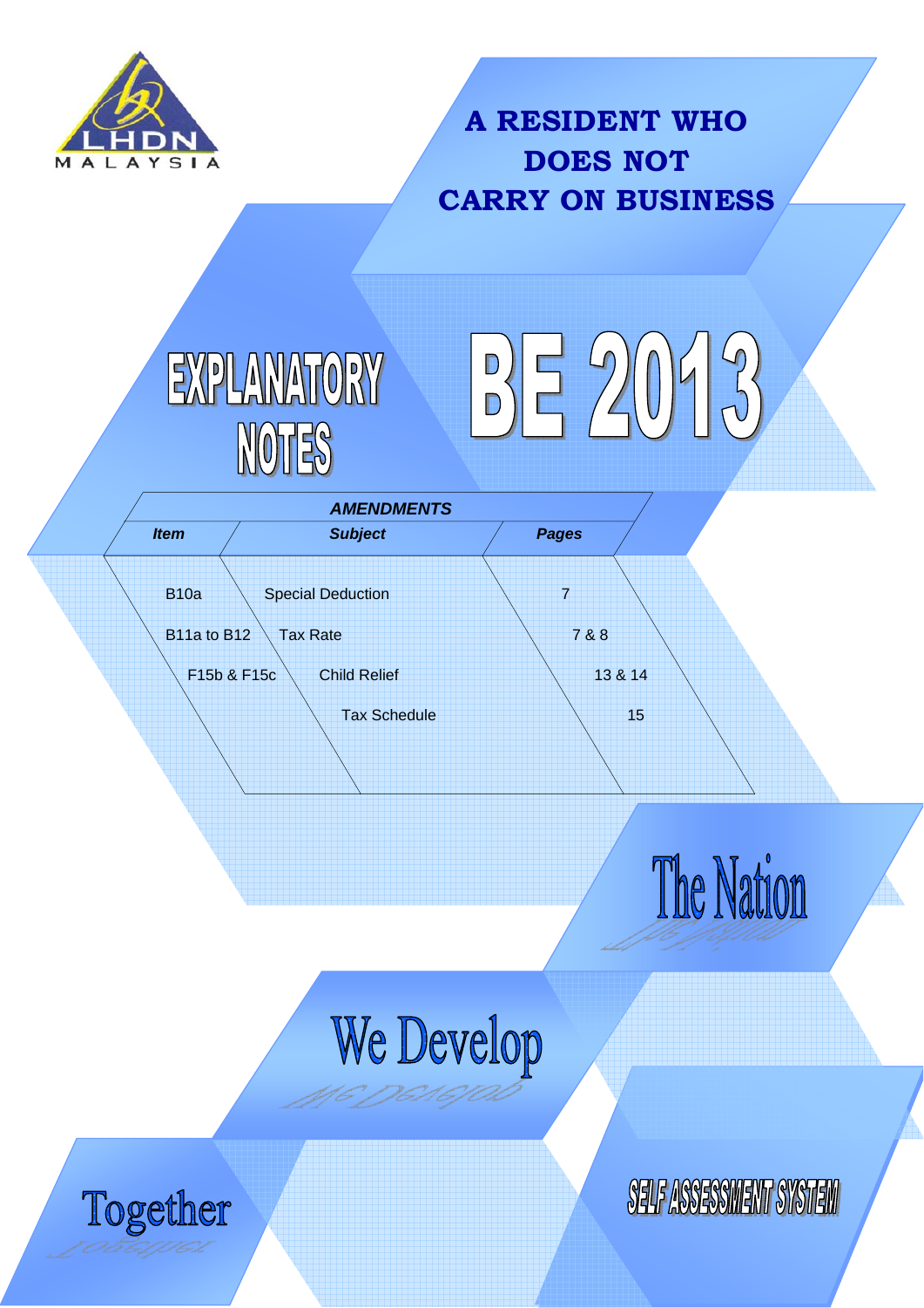LHDN MALAYSIA

# A RESIDENT WHO DOES NOT CARRY ON BUSINESS

# EXPLANATORY NOTES

# BE 2013

| AMENDMENTS | | |
|---|---|---|
| ***Item*** | ***Subject*** | ***Pages*** |
| B10a | Special Deduction | 7 |
| B11a to B12 | Tax Rate | 7 & 8 |
| F15b & F15c | Child Relief | 13 & 14 |
| | Tax Schedule | 15 |

The Nation

We Develop

Together

SELF ASSESSMENT SYSTEM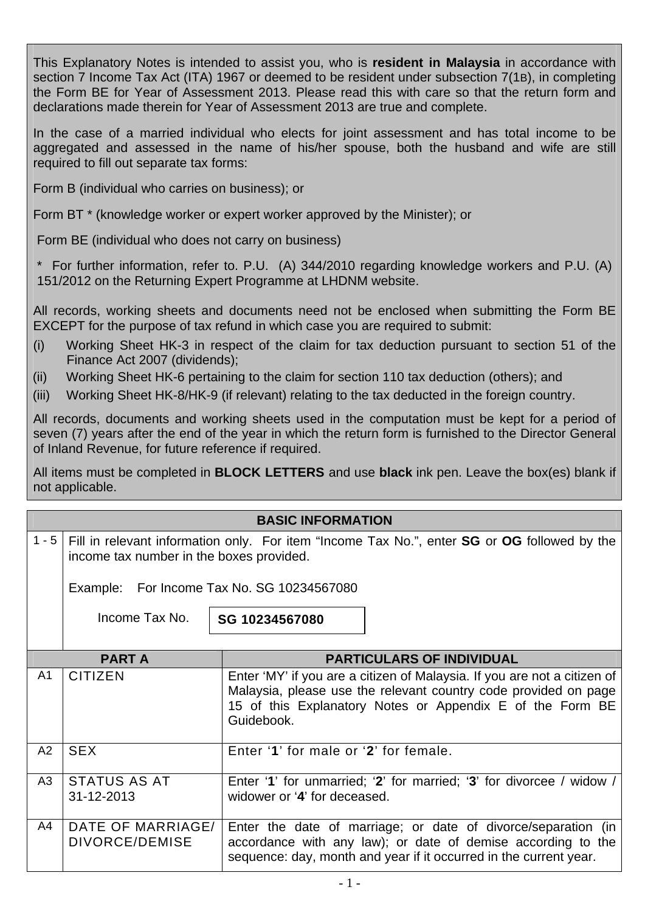This Explanatory Notes is intended to assist you, who is **resident in Malaysia** in accordance with section 7 Income Tax Act (ITA) 1967 or deemed to be resident under subsection 7(1B), in completing the Form BE for Year of Assessment 2013. Please read this with care so that the return form and declarations made therein for Year of Assessment 2013 are true and complete.

In the case of a married individual who elects for joint assessment and has total income to be aggregated and assessed in the name of his/her spouse, both the husband and wife are still required to fill out separate tax forms:

Form B (individual who carries on business); or

Form BT * (knowledge worker or expert worker approved by the Minister); or

Form BE (individual who does not carry on business)

\* For further information, refer to. P.U. (A) 344/2010 regarding knowledge workers and P.U. (A) 151/2012 on the Returning Expert Programme at LHDNM website.

All records, working sheets and documents need not be enclosed when submitting the Form BE EXCEPT for the purpose of tax refund in which case you are required to submit:

(i) Working Sheet HK-3 in respect of the claim for tax deduction pursuant to section 51 of the Finance Act 2007 (dividends);

(ii) Working Sheet HK-6 pertaining to the claim for section 110 tax deduction (others); and

(iii) Working Sheet HK-8/HK-9 (if relevant) relating to the tax deducted in the foreign country.

All records, documents and working sheets used in the computation must be kept for a period of seven (7) years after the end of the year in which the return form is furnished to the Director General of Inland Revenue, for future reference if required.

All items must be completed in **BLOCK LETTERS** and use **black** ink pen. Leave the box(es) blank if not applicable.

## BASIC INFORMATION

| | |
|---|---|
| 1 - 5 | Fill in relevant information only. For item "Income Tax No.", enter **SG** or **OG** followed by the income tax number in the boxes provided.<br><br>Example: For Income Tax No. SG 10234567080<br><br>Income Tax No. **SG 10234567080** |

| PART A | | PARTICULARS OF INDIVIDUAL |
|---|---|---|
| A1 | CITIZEN | Enter 'MY' if you are a citizen of Malaysia. If you are not a citizen of Malaysia, please use the relevant country code provided on page 15 of this Explanatory Notes or Appendix E of the Form BE Guidebook. |
| A2 | SEX | Enter '**1**' for male or '**2**' for female. |
| A3 | STATUS AS AT 31-12-2013 | Enter '**1**' for unmarried; '**2**' for married; '**3**' for divorcee / widow / widower or '**4**' for deceased. |
| A4 | DATE OF MARRIAGE/ DIVORCE/DEMISE | Enter the date of marriage; or date of divorce/separation (in accordance with any law); or date of demise according to the sequence: day, month and year if it occurred in the current year. |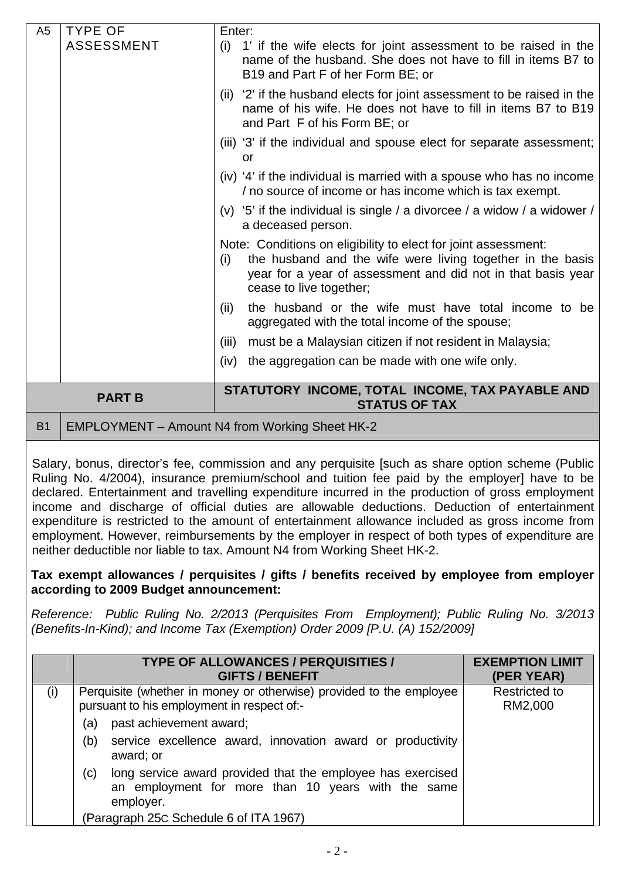| | | |
|---|---|---|
| A5 | TYPE OF ASSESSMENT | Enter:<br>(i) '1' if the wife elects for joint assessment to be raised in the name of the husband. She does not have to fill in items B7 to B19 and Part F of her Form BE; or<br>(ii) '2' if the husband elects for joint assessment to be raised in the name of his wife. He does not have to fill in items B7 to B19 and Part F of his Form BE; or<br>(iii) '3' if the individual and spouse elect for separate assessment; or<br>(iv) '4' if the individual is married with a spouse who has no income / no source of income or has income which is tax exempt.<br>(v) '5' if the individual is single / a divorcee / a widow / a widower / a deceased person.<br>Note: Conditions on eligibility to elect for joint assessment:<br>(i) the husband and the wife were living together in the basis year for a year of assessment and did not in that basis year cease to live together;<br>(ii) the husband or the wife must have total income to be aggregated with the total income of the spouse;<br>(iii) must be a Malaysian citizen if not resident in Malaysia;<br>(iv) the aggregation can be made with one wife only. |

| PART B | STATUTORY INCOME, TOTAL INCOME, TAX PAYABLE AND STATUS OF TAX |
|---|---|
| B1 | EMPLOYMENT – Amount N4 from Working Sheet HK-2 |

Salary, bonus, director's fee, commission and any perquisite [such as share option scheme (Public Ruling No. 4/2004), insurance premium/school and tuition fee paid by the employer] have to be declared. Entertainment and travelling expenditure incurred in the production of gross employment income and discharge of official duties are allowable deductions. Deduction of entertainment expenditure is restricted to the amount of entertainment allowance included as gross income from employment. However, reimbursements by the employer in respect of both types of expenditure are neither deductible nor liable to tax. Amount N4 from Working Sheet HK-2.

**Tax exempt allowances / perquisites / gifts / benefits received by employee from employer according to 2009 Budget announcement:**

*Reference: Public Ruling No. 2/2013 (Perquisites From Employment); Public Ruling No. 3/2013 (Benefits-In-Kind); and Income Tax (Exemption) Order 2009 [P.U. (A) 152/2009]*

| | TYPE OF ALLOWANCES / PERQUISITIES / GIFTS / BENEFIT | EXEMPTION LIMIT (PER YEAR) |
|---|---|---|
| (i) | Perquisite (whether in money or otherwise) provided to the employee pursuant to his employment in respect of:-<br>(a) past achievement award;<br>(b) service excellence award, innovation award or productivity award; or<br>(c) long service award provided that the employee has exercised an employment for more than 10 years with the same employer.<br>(Paragraph 25C Schedule 6 of ITA 1967) | Restricted to RM2,000 |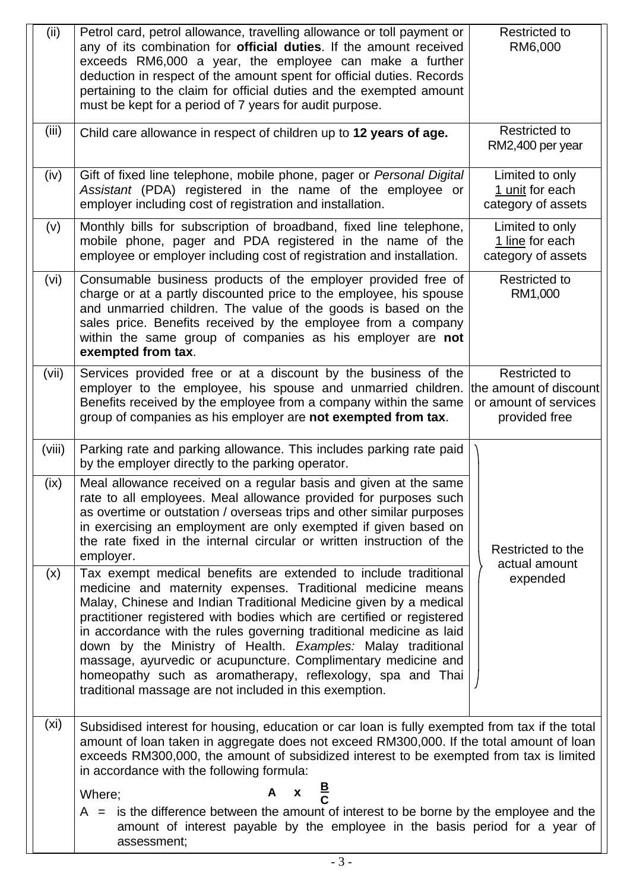| | | |
|---|---|---|
| (ii) | Petrol card, petrol allowance, travelling allowance or toll payment or any of its combination for **official duties**. If the amount received exceeds RM6,000 a year, the employee can make a further deduction in respect of the amount spent for official duties. Records pertaining to the claim for official duties and the exempted amount must be kept for a period of 7 years for audit purpose. | Restricted to RM6,000 |
| (iii) | Child care allowance in respect of children up to **12 years of age.** | Restricted to RM2,400 per year |
| (iv) | Gift of fixed line telephone, mobile phone, pager or *Personal Digital Assistant* (PDA) registered in the name of the employee or employer including cost of registration and installation. | Limited to only 1 unit for each category of assets |
| (v) | Monthly bills for subscription of broadband, fixed line telephone, mobile phone, pager and PDA registered in the name of the employee or employer including cost of registration and installation. | Limited to only 1 line for each category of assets |
| (vi) | Consumable business products of the employer provided free of charge or at a partly discounted price to the employee, his spouse and unmarried children. The value of the goods is based on the sales price. Benefits received by the employee from a company within the same group of companies as his employer are **not exempted from tax**. | Restricted to RM1,000 |
| (vii) | Services provided free or at a discount by the business of the employer to the employee, his spouse and unmarried children. Benefits received by the employee from a company within the same group of companies as his employer are **not exempted from tax**. | Restricted to the amount of discount or amount of services provided free |
| (viii) | Parking rate and parking allowance. This includes parking rate paid by the employer directly to the parking operator. | Restricted to the actual amount expended |
| (ix) | Meal allowance received on a regular basis and given at the same rate to all employees. Meal allowance provided for purposes such as overtime or outstation / overseas trips and other similar purposes in exercising an employment are only exempted if given based on the rate fixed in the internal circular or written instruction of the employer. | Restricted to the actual amount expended |
| (x) | Tax exempt medical benefits are extended to include traditional medicine and maternity expenses. Traditional medicine means Malay, Chinese and Indian Traditional Medicine given by a medical practitioner registered with bodies which are certified or registered in accordance with the rules governing traditional medicine as laid down by the Ministry of Health. *Examples:* Malay traditional massage, ayurvedic or acupuncture. Complimentary medicine and homeopathy such as aromatherapy, reflexology, spa and Thai traditional massage are not included in this exemption. | Restricted to the actual amount expended |
| (xi) | Subsidised interest for housing, education or car loan is fully exempted from tax if the total amount of loan taken in aggregate does not exceed RM300,000. If the total amount of loan exceeds RM300,000, the amount of subsidized interest to be exempted from tax is limited in accordance with the following formula: <br> Where; $A \times \frac{B}{C}$ <br> A = is the difference between the amount of interest to be borne by the employee and the amount of interest payable by the employee in the basis period for a year of assessment; | |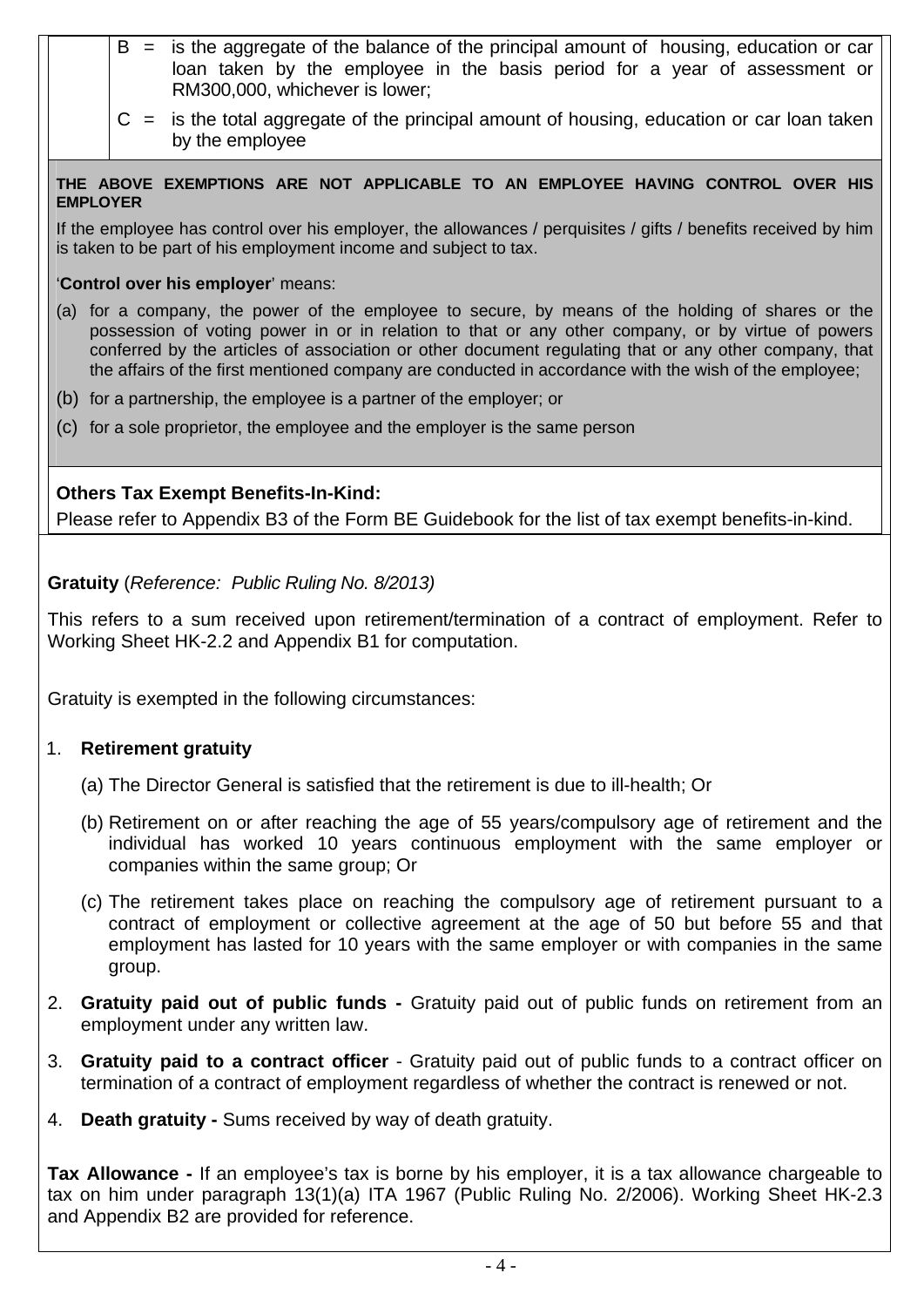| | |
|---|---|
| | B = is the aggregate of the balance of the principal amount of housing, education or car loan taken by the employee in the basis period for a year of assessment or RM300,000, whichever is lower; |
| | C = is the total aggregate of the principal amount of housing, education or car loan taken by the employee |

**THE ABOVE EXEMPTIONS ARE NOT APPLICABLE TO AN EMPLOYEE HAVING CONTROL OVER HIS EMPLOYER**

If the employee has control over his employer, the allowances / perquisites / gifts / benefits received by him is taken to be part of his employment income and subject to tax.

'**Control over his employer**' means:

(a) for a company, the power of the employee to secure, by means of the holding of shares or the possession of voting power in or in relation to that or any other company, or by virtue of powers conferred by the articles of association or other document regulating that or any other company, that the affairs of the first mentioned company are conducted in accordance with the wish of the employee;

(b) for a partnership, the employee is a partner of the employer; or

(c) for a sole proprietor, the employee and the employer is the same person

**Others Tax Exempt Benefits-In-Kind:**

Please refer to Appendix B3 of the Form BE Guidebook for the list of tax exempt benefits-in-kind.

**Gratuity** (*Reference: Public Ruling No. 8/2013)*

This refers to a sum received upon retirement/termination of a contract of employment. Refer to Working Sheet HK-2.2 and Appendix B1 for computation.

Gratuity is exempted in the following circumstances:

1. **Retirement gratuity**

   (a) The Director General is satisfied that the retirement is due to ill-health; Or

   (b) Retirement on or after reaching the age of 55 years/compulsory age of retirement and the individual has worked 10 years continuous employment with the same employer or companies within the same group; Or

   (c) The retirement takes place on reaching the compulsory age of retirement pursuant to a contract of employment or collective agreement at the age of 50 but before 55 and that employment has lasted for 10 years with the same employer or with companies in the same group.

2. **Gratuity paid out of public funds -** Gratuity paid out of public funds on retirement from an employment under any written law.

3. **Gratuity paid to a contract officer** - Gratuity paid out of public funds to a contract officer on termination of a contract of employment regardless of whether the contract is renewed or not.

4. **Death gratuity -** Sums received by way of death gratuity.

**Tax Allowance -** If an employee's tax is borne by his employer, it is a tax allowance chargeable to tax on him under paragraph 13(1)(a) ITA 1967 (Public Ruling No. 2/2006). Working Sheet HK-2.3 and Appendix B2 are provided for reference.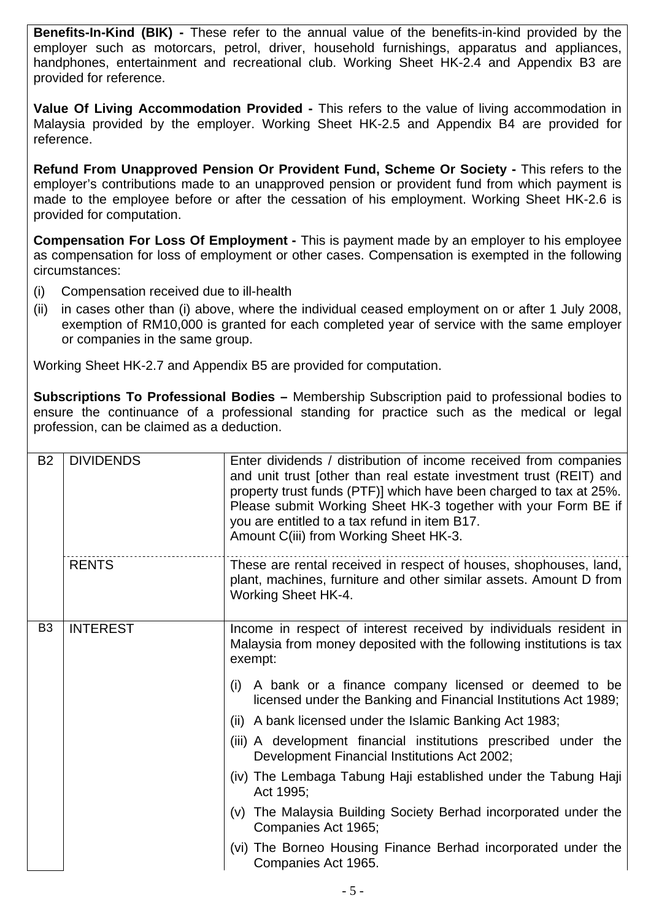**Benefits-In-Kind (BIK) -** These refer to the annual value of the benefits-in-kind provided by the employer such as motorcars, petrol, driver, household furnishings, apparatus and appliances, handphones, entertainment and recreational club. Working Sheet HK-2.4 and Appendix B3 are provided for reference.

**Value Of Living Accommodation Provided -** This refers to the value of living accommodation in Malaysia provided by the employer. Working Sheet HK-2.5 and Appendix B4 are provided for reference.

**Refund From Unapproved Pension Or Provident Fund, Scheme Or Society -** This refers to the employer's contributions made to an unapproved pension or provident fund from which payment is made to the employee before or after the cessation of his employment. Working Sheet HK-2.6 is provided for computation.

**Compensation For Loss Of Employment -** This is payment made by an employer to his employee as compensation for loss of employment or other cases. Compensation is exempted in the following circumstances:

(i) Compensation received due to ill-health

(ii) in cases other than (i) above, where the individual ceased employment on or after 1 July 2008, exemption of RM10,000 is granted for each completed year of service with the same employer or companies in the same group.

Working Sheet HK-2.7 and Appendix B5 are provided for computation.

**Subscriptions To Professional Bodies –** Membership Subscription paid to professional bodies to ensure the continuance of a professional standing for practice such as the medical or legal profession, can be claimed as a deduction.

| | | |
|---|---|---|
| B2 | DIVIDENDS | Enter dividends / distribution of income received from companies and unit trust [other than real estate investment trust (REIT) and property trust funds (PTF)] which have been charged to tax at 25%. Please submit Working Sheet HK-3 together with your Form BE if you are entitled to a tax refund in item B17.<br>Amount C(iii) from Working Sheet HK-3. |
| | RENTS | These are rental received in respect of houses, shophouses, land, plant, machines, furniture and other similar assets. Amount D from Working Sheet HK-4. |
| B3 | INTEREST | Income in respect of interest received by individuals resident in Malaysia from money deposited with the following institutions is tax exempt:<br>(i) A bank or a finance company licensed or deemed to be licensed under the Banking and Financial Institutions Act 1989;<br>(ii) A bank licensed under the Islamic Banking Act 1983;<br>(iii) A development financial institutions prescribed under the Development Financial Institutions Act 2002;<br>(iv) The Lembaga Tabung Haji established under the Tabung Haji Act 1995;<br>(v) The Malaysia Building Society Berhad incorporated under the Companies Act 1965;<br>(vi) The Borneo Housing Finance Berhad incorporated under the Companies Act 1965. |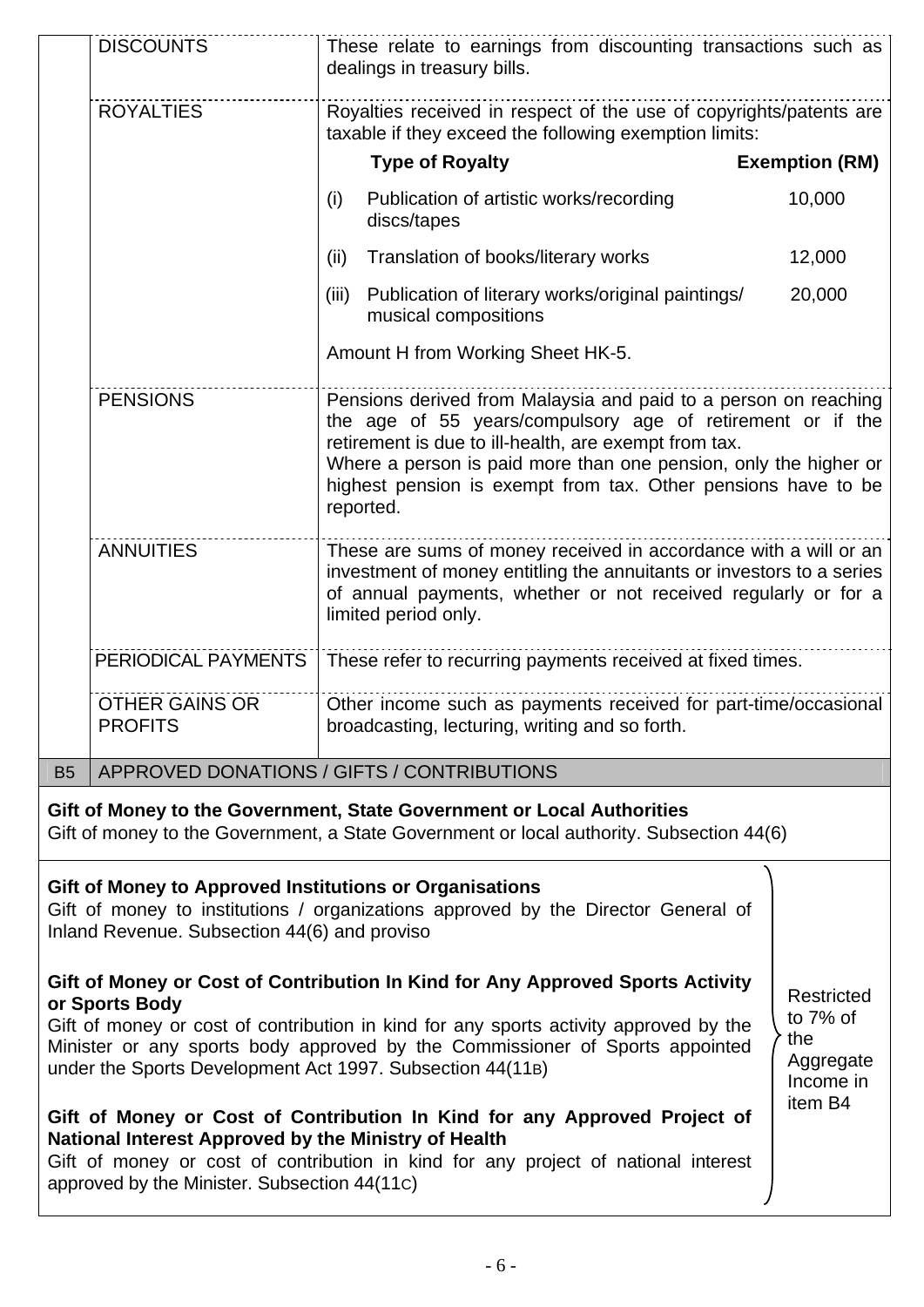| | | |
|---|---|---|
| | DISCOUNTS | These relate to earnings from discounting transactions such as dealings in treasury bills. |
| | ROYALTIES | Royalties received in respect of the use of copyrights/patents are taxable if they exceed the following exemption limits:<br><br>**Type of Royalty** — **Exemption (RM)**<br>(i) Publication of artistic works/recording discs/tapes — 10,000<br>(ii) Translation of books/literary works — 12,000<br>(iii) Publication of literary works/original paintings/ musical compositions — 20,000<br><br>Amount H from Working Sheet HK-5. |
| | PENSIONS | Pensions derived from Malaysia and paid to a person on reaching the age of 55 years/compulsory age of retirement or if the retirement is due to ill-health, are exempt from tax.<br>Where a person is paid more than one pension, only the higher or highest pension is exempt from tax. Other pensions have to be reported. |
| | ANNUITIES | These are sums of money received in accordance with a will or an investment of money entitling the annuitants or investors to a series of annual payments, whether or not received regularly or for a limited period only. |
| | PERIODICAL PAYMENTS | These refer to recurring payments received at fixed times. |
| | OTHER GAINS OR PROFITS | Other income such as payments received for part-time/occasional broadcasting, lecturing, writing and so forth. |
| B5 | APPROVED DONATIONS / GIFTS / CONTRIBUTIONS | |

**Gift of Money to the Government, State Government or Local Authorities**
Gift of money to the Government, a State Government or local authority. Subsection 44(6)

| | |
|---|---|
| **Gift of Money to Approved Institutions or Organisations**<br>Gift of money to institutions / organizations approved by the Director General of Inland Revenue. Subsection 44(6) and proviso<br><br>**Gift of Money or Cost of Contribution In Kind for Any Approved Sports Activity or Sports Body**<br>Gift of money or cost of contribution in kind for any sports activity approved by the Minister or any sports body approved by the Commissioner of Sports appointed under the Sports Development Act 1997. Subsection 44(11B)<br><br>**Gift of Money or Cost of Contribution In Kind for any Approved Project of National Interest Approved by the Ministry of Health**<br>Gift of money or cost of contribution in kind for any project of national interest approved by the Minister. Subsection 44(11C) | Restricted to 7% of the Aggregate Income in item B4 |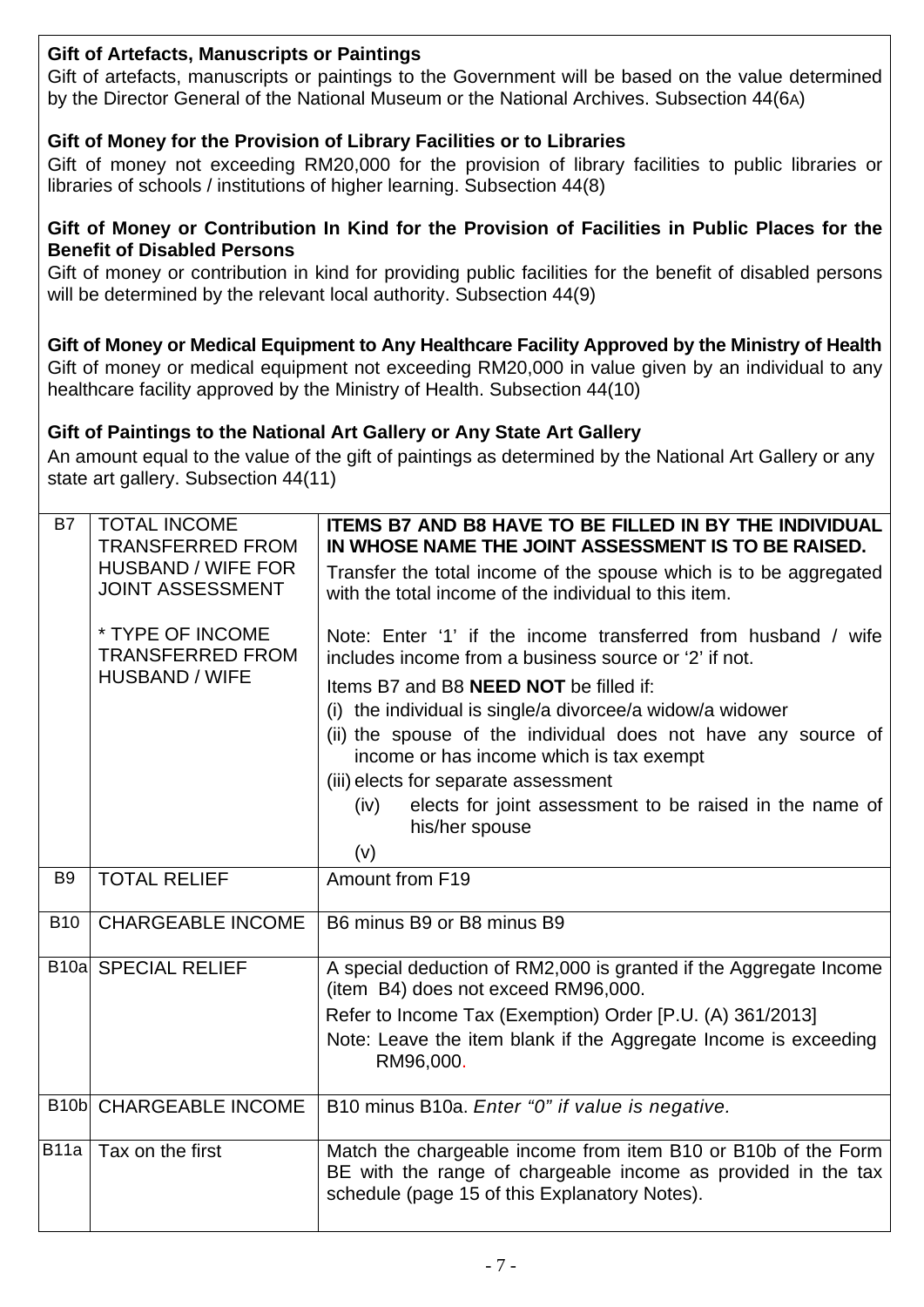**Gift of Artefacts, Manuscripts or Paintings**
Gift of artefacts, manuscripts or paintings to the Government will be based on the value determined by the Director General of the National Museum or the National Archives. Subsection 44(6A)

**Gift of Money for the Provision of Library Facilities or to Libraries**
Gift of money not exceeding RM20,000 for the provision of library facilities to public libraries or libraries of schools / institutions of higher learning. Subsection 44(8)

**Gift of Money or Contribution In Kind for the Provision of Facilities in Public Places for the Benefit of Disabled Persons**
Gift of money or contribution in kind for providing public facilities for the benefit of disabled persons will be determined by the relevant local authority. Subsection 44(9)

**Gift of Money or Medical Equipment to Any Healthcare Facility Approved by the Ministry of Health**
Gift of money or medical equipment not exceeding RM20,000 in value given by an individual to any healthcare facility approved by the Ministry of Health. Subsection 44(10)

**Gift of Paintings to the National Art Gallery or Any State Art Gallery**
An amount equal to the value of the gift of paintings as determined by the National Art Gallery or any state art gallery. Subsection 44(11)

| | | |
|---|---|---|
| B7 | TOTAL INCOME TRANSFERRED FROM HUSBAND / WIFE FOR JOINT ASSESSMENT<br><br>* TYPE OF INCOME TRANSFERRED FROM HUSBAND / WIFE | **ITEMS B7 AND B8 HAVE TO BE FILLED IN BY THE INDIVIDUAL IN WHOSE NAME THE JOINT ASSESSMENT IS TO BE RAISED.**<br>Transfer the total income of the spouse which is to be aggregated with the total income of the individual to this item.<br><br>Note: Enter '1' if the income transferred from husband / wife includes income from a business source or '2' if not.<br>Items B7 and B8 **NEED NOT** be filled if:<br>(i) the individual is single/a divorcee/a widow/a widower<br>(ii) the spouse of the individual does not have any source of income or has income which is tax exempt<br>(iii) elects for separate assessment<br>(iv) elects for joint assessment to be raised in the name of his/her spouse<br>(v) |
| B9 | TOTAL RELIEF | Amount from F19 |
| B10 | CHARGEABLE INCOME | B6 minus B9 or B8 minus B9 |
| B10a | SPECIAL RELIEF | A special deduction of RM2,000 is granted if the Aggregate Income (item B4) does not exceed RM96,000.<br>Refer to Income Tax (Exemption) Order [P.U. (A) 361/2013]<br>Note: Leave the item blank if the Aggregate Income is exceeding RM96,000. |
| B10b | CHARGEABLE INCOME | B10 minus B10a. *Enter "0" if value is negative.* |
| B11a | Tax on the first | Match the chargeable income from item B10 or B10b of the Form BE with the range of chargeable income as provided in the tax schedule (page 15 of this Explanatory Notes). |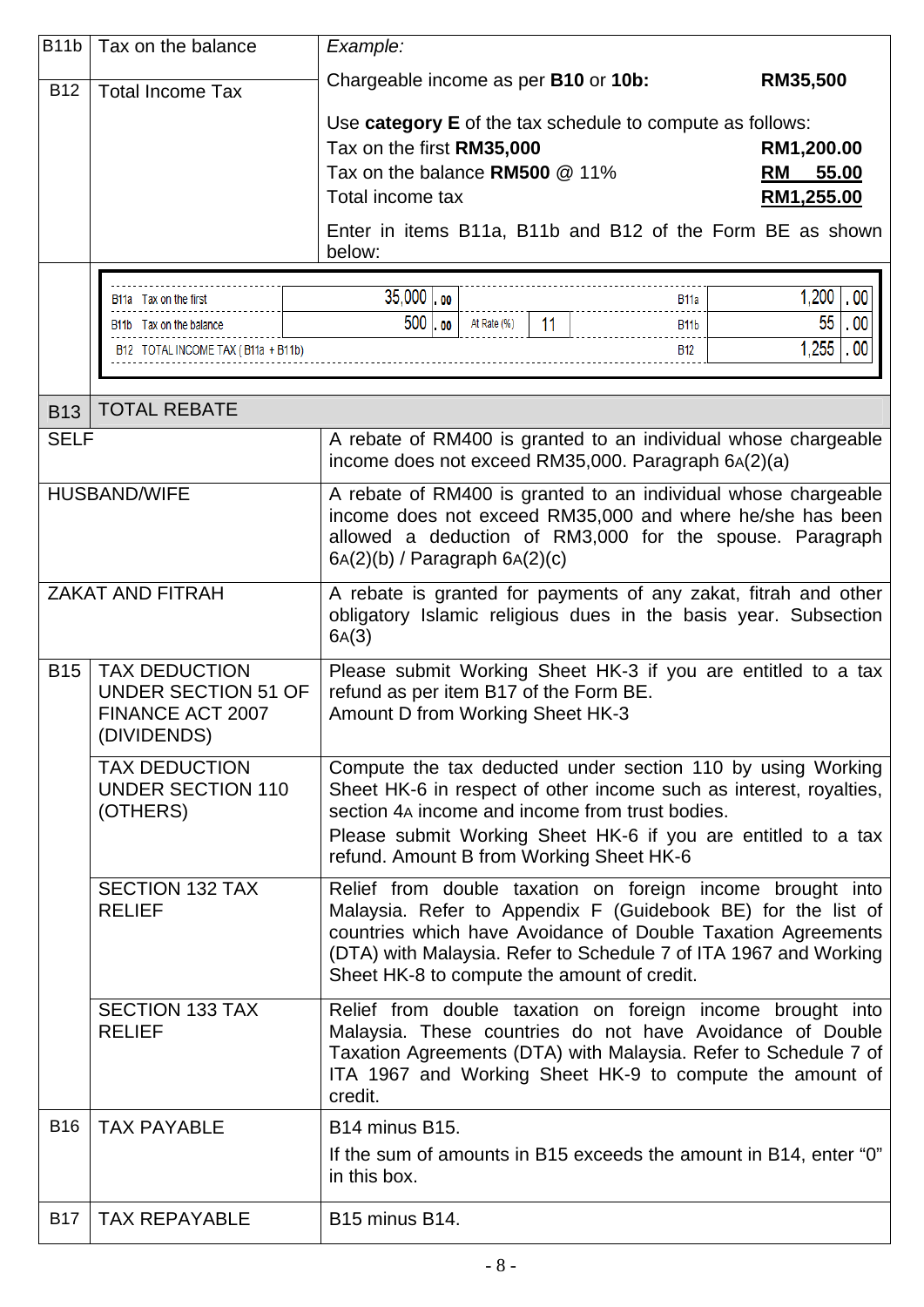| | | |
|---|---|---|
| B11b | Tax on the balance | *Example:*<br><br>Chargeable income as per **B10** or **10b:** **RM35,500**<br><br>Use **category E** of the tax schedule to compute as follows:<br>Tax on the first **RM35,000** **RM1,200.00**<br>Tax on the balance **RM500** @ 11% **RM 55.00**<br>Total income tax **RM1,255.00**<br><br>Enter in items B11a, B11b and B12 of the Form BE as shown below: |
| B12 | Total Income Tax | |

| | | | | | |
|---|---|---|---|---|---|
| B11a Tax on the first | 35,000 .00 | | | B11a | 1,200 .00 |
| B11b Tax on the balance | 500 .00 | At Rate (%) | 11 | B11b | 55 .00 |
| B12 TOTAL INCOME TAX ( B11a + B11b) | | | | B12 | 1,255 .00 |

| | | |
|---|---|---|
| **B13** | **TOTAL REBATE** | |
| SELF | | A rebate of RM400 is granted to an individual whose chargeable income does not exceed RM35,000. Paragraph 6A(2)(a) |
| HUSBAND/WIFE | | A rebate of RM400 is granted to an individual whose chargeable income does not exceed RM35,000 and where he/she has been allowed a deduction of RM3,000 for the spouse. Paragraph 6A(2)(b) / Paragraph 6A(2)(c) |
| ZAKAT AND FITRAH | | A rebate is granted for payments of any zakat, fitrah and other obligatory Islamic religious dues in the basis year. Subsection 6A(3) |
| B15 | TAX DEDUCTION UNDER SECTION 51 OF FINANCE ACT 2007 (DIVIDENDS) | Please submit Working Sheet HK-3 if you are entitled to a tax refund as per item B17 of the Form BE.<br>Amount D from Working Sheet HK-3 |
| | TAX DEDUCTION UNDER SECTION 110 (OTHERS) | Compute the tax deducted under section 110 by using Working Sheet HK-6 in respect of other income such as interest, royalties, section 4A income and income from trust bodies.<br>Please submit Working Sheet HK-6 if you are entitled to a tax refund. Amount B from Working Sheet HK-6 |
| | SECTION 132 TAX RELIEF | Relief from double taxation on foreign income brought into Malaysia. Refer to Appendix F (Guidebook BE) for the list of countries which have Avoidance of Double Taxation Agreements (DTA) with Malaysia. Refer to Schedule 7 of ITA 1967 and Working Sheet HK-8 to compute the amount of credit. |
| | SECTION 133 TAX RELIEF | Relief from double taxation on foreign income brought into Malaysia. These countries do not have Avoidance of Double Taxation Agreements (DTA) with Malaysia. Refer to Schedule 7 of ITA 1967 and Working Sheet HK-9 to compute the amount of credit. |
| B16 | TAX PAYABLE | B14 minus B15.<br>If the sum of amounts in B15 exceeds the amount in B14, enter "0" in this box. |
| B17 | TAX REPAYABLE | B15 minus B14. |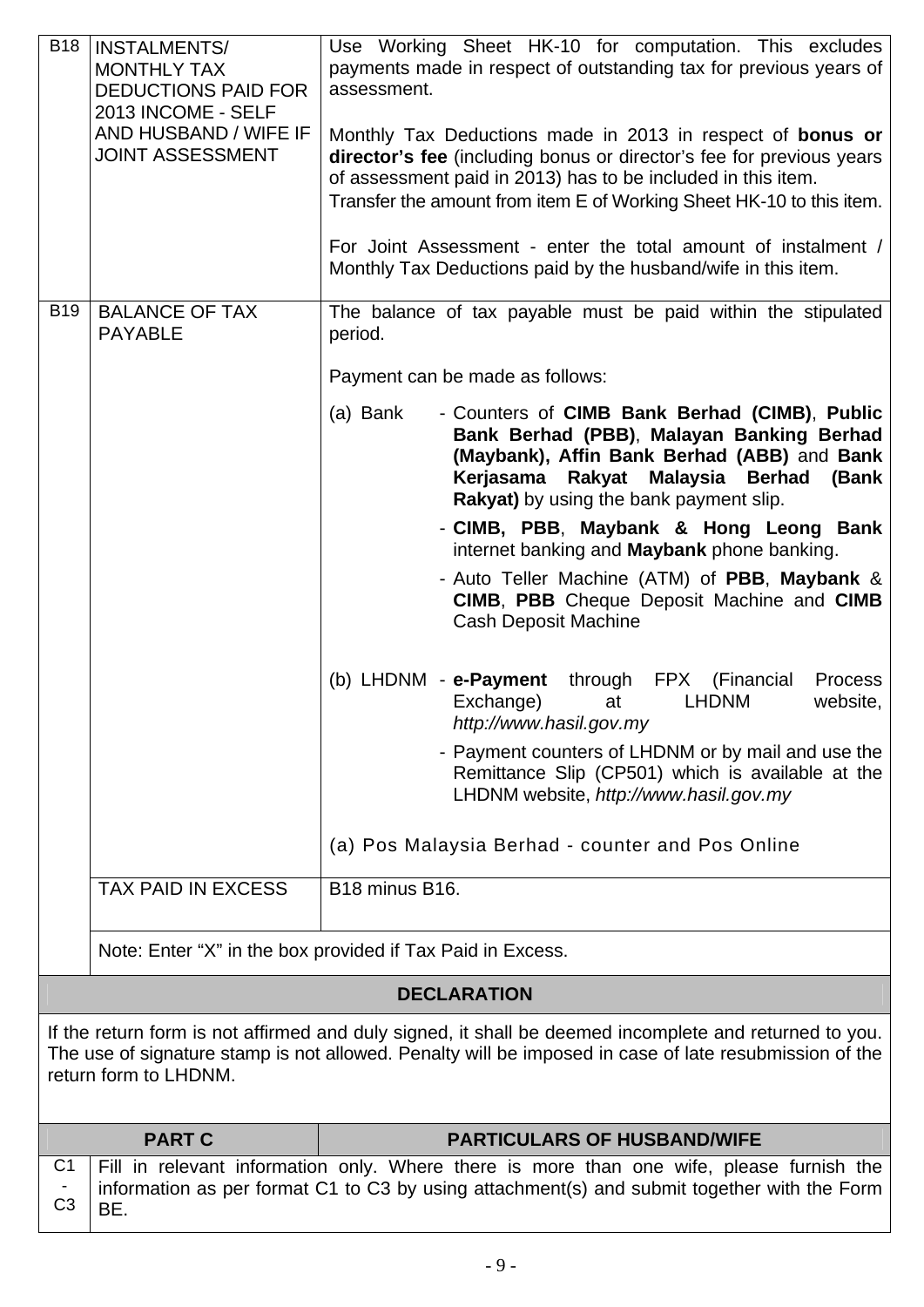| | | |
|---|---|---|
| B18 | INSTALMENTS/ MONTHLY TAX DEDUCTIONS PAID FOR 2013 INCOME - SELF AND HUSBAND / WIFE IF JOINT ASSESSMENT | Use Working Sheet HK-10 for computation. This excludes payments made in respect of outstanding tax for previous years of assessment.<br><br>Monthly Tax Deductions made in 2013 in respect of **bonus or director's fee** (including bonus or director's fee for previous years of assessment paid in 2013) has to be included in this item.<br>Transfer the amount from item E of Working Sheet HK-10 to this item.<br><br>For Joint Assessment - enter the total amount of instalment / Monthly Tax Deductions paid by the husband/wife in this item. |
| B19 | BALANCE OF TAX PAYABLE | The balance of tax payable must be paid within the stipulated period.<br><br>Payment can be made as follows:<br><br>(a) Bank - Counters of **CIMB Bank Berhad (CIMB)**, **Public Bank Berhad (PBB)**, **Malayan Banking Berhad (Maybank), Affin Bank Berhad (ABB)** and **Bank Kerjasama Rakyat Malaysia Berhad (Bank Rakyat)** by using the bank payment slip.<br>- **CIMB, PBB**, **Maybank & Hong Leong Bank** internet banking and **Maybank** phone banking.<br>- Auto Teller Machine (ATM) of **PBB**, **Maybank** & **CIMB**, **PBB** Cheque Deposit Machine and **CIMB** Cash Deposit Machine<br><br>(b) LHDNM - **e-Payment** through FPX (Financial Process Exchange) at LHDNM website, *http://www.hasil.gov.my*<br>- Payment counters of LHDNM or by mail and use the Remittance Slip (CP501) which is available at the LHDNM website, *http://www.hasil.gov.my*<br><br>(a) Pos Malaysia Berhad - counter and Pos Online |
| | TAX PAID IN EXCESS | B18 minus B16. |
| | Note: Enter "X" in the box provided if Tax Paid in Excess. | |

**DECLARATION**

If the return form is not affirmed and duly signed, it shall be deemed incomplete and returned to you. The use of signature stamp is not allowed. Penalty will be imposed in case of late resubmission of the return form to LHDNM.

| PART C | PARTICULARS OF HUSBAND/WIFE |
|---|---|
| C1 - C3 | Fill in relevant information only. Where there is more than one wife, please furnish the information as per format C1 to C3 by using attachment(s) and submit together with the Form BE. |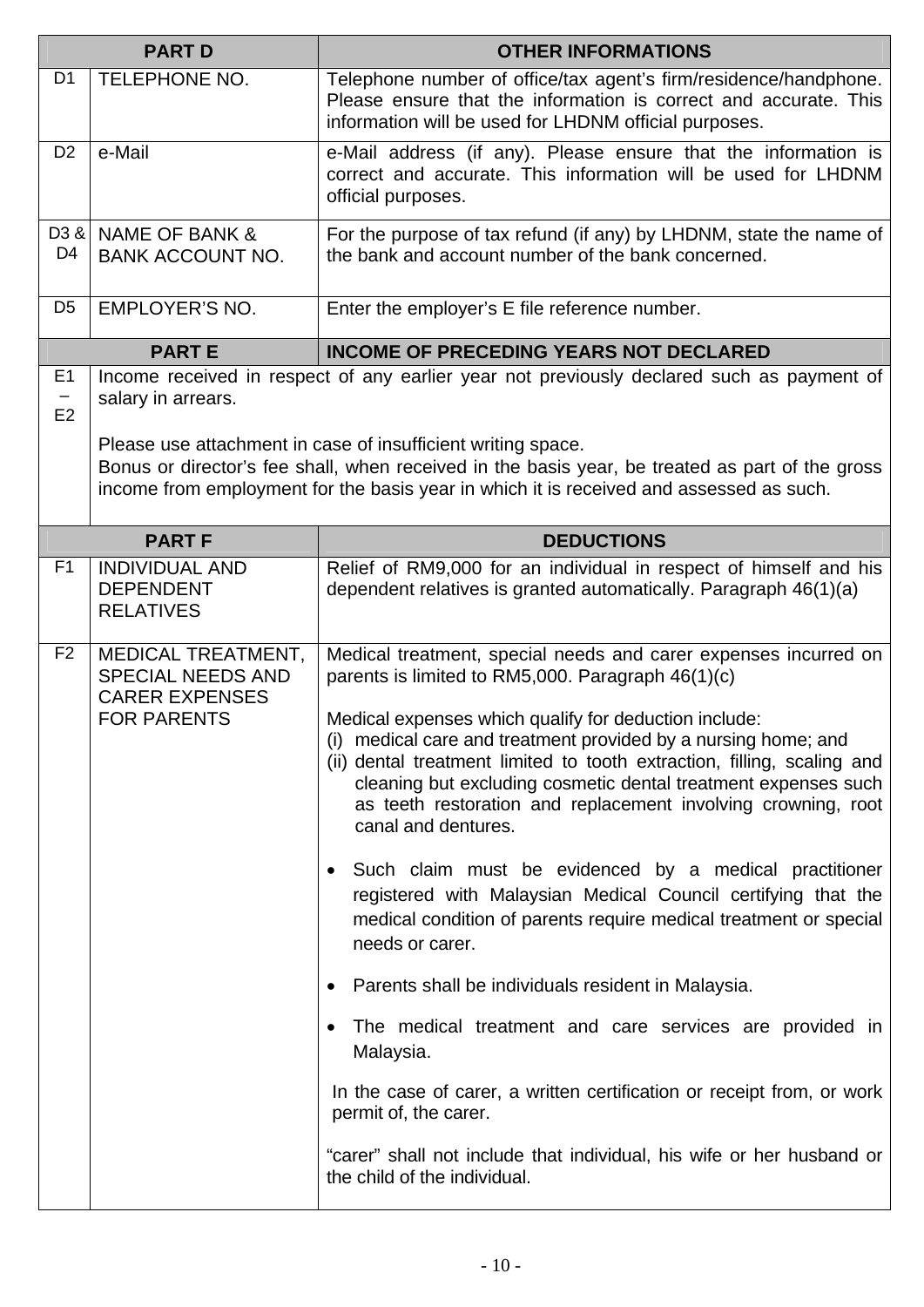| PART D | | OTHER INFORMATIONS |
|---|---|---|
| D1 | TELEPHONE NO. | Telephone number of office/tax agent's firm/residence/handphone. Please ensure that the information is correct and accurate. This information will be used for LHDNM official purposes. |
| D2 | e-Mail | e-Mail address (if any). Please ensure that the information is correct and accurate. This information will be used for LHDNM official purposes. |
| D3 & D4 | NAME OF BANK & BANK ACCOUNT NO. | For the purpose of tax refund (if any) by LHDNM, state the name of the bank and account number of the bank concerned. |
| D5 | EMPLOYER'S NO. | Enter the employer's E file reference number. |

| PART E | INCOME OF PRECEDING YEARS NOT DECLARED |
|---|---|
| E1 – E2 | Income received in respect of any earlier year not previously declared such as payment of salary in arrears.<br><br>Please use attachment in case of insufficient writing space.<br>Bonus or director's fee shall, when received in the basis year, be treated as part of the gross income from employment for the basis year in which it is received and assessed as such. |

| PART F | | DEDUCTIONS |
|---|---|---|
| F1 | INDIVIDUAL AND DEPENDENT RELATIVES | Relief of RM9,000 for an individual in respect of himself and his dependent relatives is granted automatically. Paragraph 46(1)(a) |
| F2 | MEDICAL TREATMENT, SPECIAL NEEDS AND CARER EXPENSES FOR PARENTS | Medical treatment, special needs and carer expenses incurred on parents is limited to RM5,000. Paragraph 46(1)(c)<br><br>Medical expenses which qualify for deduction include:<br>(i) medical care and treatment provided by a nursing home; and<br>(ii) dental treatment limited to tooth extraction, filling, scaling and cleaning but excluding cosmetic dental treatment expenses such as teeth restoration and replacement involving crowning, root canal and dentures.<br><br>• Such claim must be evidenced by a medical practitioner registered with Malaysian Medical Council certifying that the medical condition of parents require medical treatment or special needs or carer.<br><br>• Parents shall be individuals resident in Malaysia.<br><br>• The medical treatment and care services are provided in Malaysia.<br><br>In the case of carer, a written certification or receipt from, or work permit of, the carer.<br><br>"carer" shall not include that individual, his wife or her husband or the child of the individual. |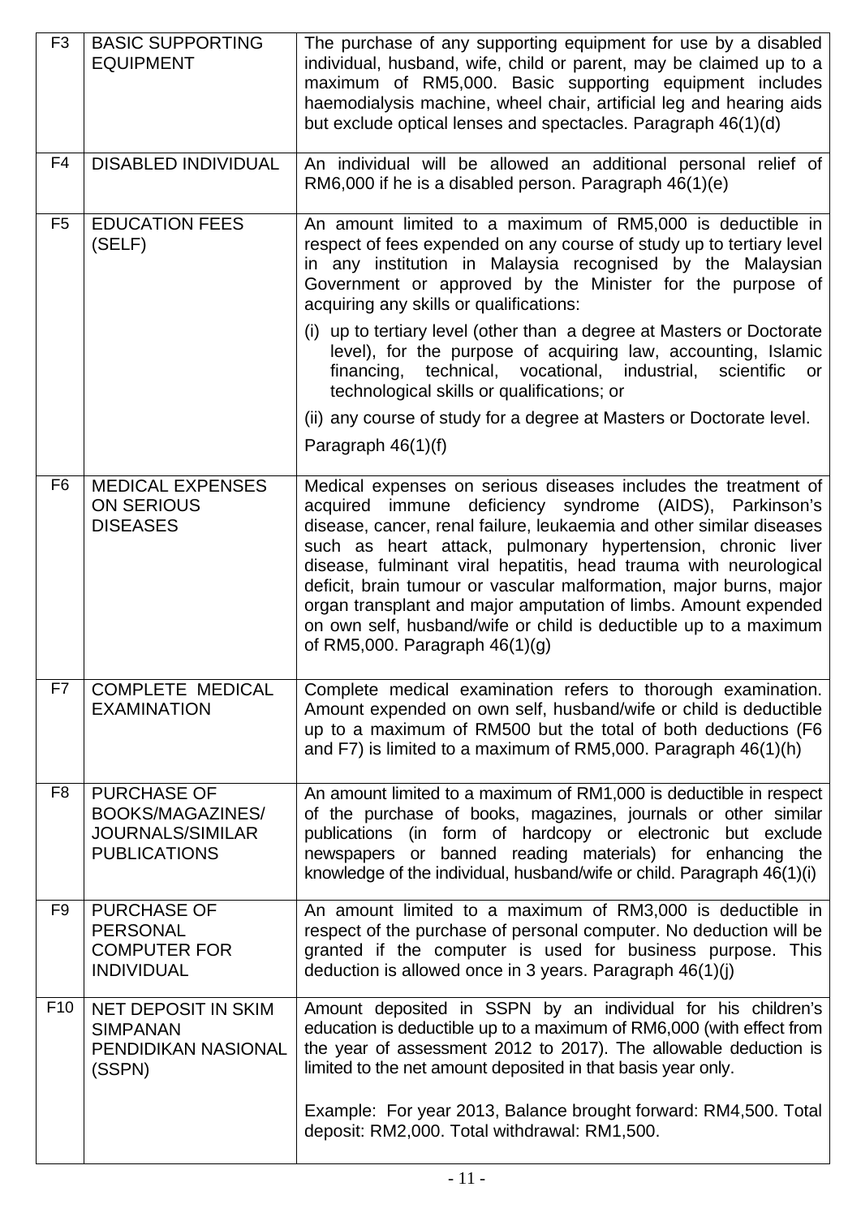| | | |
|---|---|---|
| F3 | BASIC SUPPORTING EQUIPMENT | The purchase of any supporting equipment for use by a disabled individual, husband, wife, child or parent, may be claimed up to a maximum of RM5,000. Basic supporting equipment includes haemodialysis machine, wheel chair, artificial leg and hearing aids but exclude optical lenses and spectacles. Paragraph 46(1)(d) |
| F4 | DISABLED INDIVIDUAL | An individual will be allowed an additional personal relief of RM6,000 if he is a disabled person. Paragraph 46(1)(e) |
| F5 | EDUCATION FEES (SELF) | An amount limited to a maximum of RM5,000 is deductible in respect of fees expended on any course of study up to tertiary level in any institution in Malaysia recognised by the Malaysian Government or approved by the Minister for the purpose of acquiring any skills or qualifications:<br>(i) up to tertiary level (other than a degree at Masters or Doctorate level), for the purpose of acquiring law, accounting, Islamic financing, technical, vocational, industrial, scientific or technological skills or qualifications; or<br>(ii) any course of study for a degree at Masters or Doctorate level.<br>Paragraph 46(1)(f) |
| F6 | MEDICAL EXPENSES ON SERIOUS DISEASES | Medical expenses on serious diseases includes the treatment of acquired immune deficiency syndrome (AIDS), Parkinson's disease, cancer, renal failure, leukaemia and other similar diseases such as heart attack, pulmonary hypertension, chronic liver disease, fulminant viral hepatitis, head trauma with neurological deficit, brain tumour or vascular malformation, major burns, major organ transplant and major amputation of limbs. Amount expended on own self, husband/wife or child is deductible up to a maximum of RM5,000. Paragraph 46(1)(g) |
| F7 | COMPLETE MEDICAL EXAMINATION | Complete medical examination refers to thorough examination. Amount expended on own self, husband/wife or child is deductible up to a maximum of RM500 but the total of both deductions (F6 and F7) is limited to a maximum of RM5,000. Paragraph 46(1)(h) |
| F8 | PURCHASE OF BOOKS/MAGAZINES/ JOURNALS/SIMILAR PUBLICATIONS | An amount limited to a maximum of RM1,000 is deductible in respect of the purchase of books, magazines, journals or other similar publications (in form of hardcopy or electronic but exclude newspapers or banned reading materials) for enhancing the knowledge of the individual, husband/wife or child. Paragraph 46(1)(i) |
| F9 | PURCHASE OF PERSONAL COMPUTER FOR INDIVIDUAL | An amount limited to a maximum of RM3,000 is deductible in respect of the purchase of personal computer. No deduction will be granted if the computer is used for business purpose. This deduction is allowed once in 3 years. Paragraph 46(1)(j) |
| F10 | NET DEPOSIT IN SKIM SIMPANAN PENDIDIKAN NASIONAL (SSPN) | Amount deposited in SSPN by an individual for his children's education is deductible up to a maximum of RM6,000 (with effect from the year of assessment 2012 to 2017). The allowable deduction is limited to the net amount deposited in that basis year only.<br><br>Example: For year 2013, Balance brought forward: RM4,500. Total deposit: RM2,000. Total withdrawal: RM1,500. |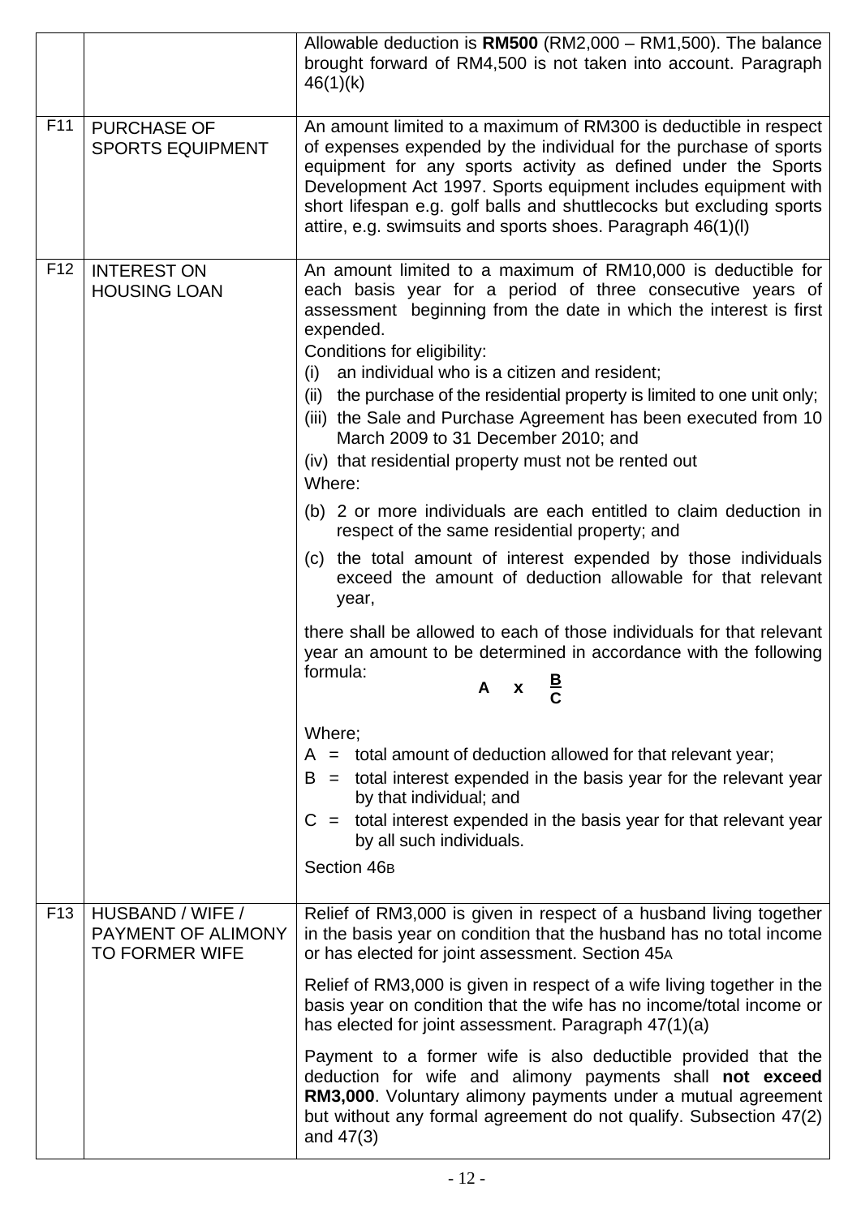| | | |
|---|---|---|
| | | Allowable deduction is **RM500** (RM2,000 – RM1,500). The balance brought forward of RM4,500 is not taken into account. Paragraph 46(1)(k) |
| F11 | PURCHASE OF SPORTS EQUIPMENT | An amount limited to a maximum of RM300 is deductible in respect of expenses expended by the individual for the purchase of sports equipment for any sports activity as defined under the Sports Development Act 1997. Sports equipment includes equipment with short lifespan e.g. golf balls and shuttlecocks but excluding sports attire, e.g. swimsuits and sports shoes. Paragraph 46(1)(l) |
| F12 | INTEREST ON HOUSING LOAN | An amount limited to a maximum of RM10,000 is deductible for each basis year for a period of three consecutive years of assessment beginning from the date in which the interest is first expended.<br>Conditions for eligibility:<br>(i) an individual who is a citizen and resident;<br>(ii) the purchase of the residential property is limited to one unit only;<br>(iii) the Sale and Purchase Agreement has been executed from 10 March 2009 to 31 December 2010; and<br>(iv) that residential property must not be rented out<br>Where:<br>(b) 2 or more individuals are each entitled to claim deduction in respect of the same residential property; and<br>(c) the total amount of interest expended by those individuals exceed the amount of deduction allowable for that relevant year,<br><br>there shall be allowed to each of those individuals for that relevant year an amount to be determined in accordance with the following formula:<br>$A \times \frac{B}{C}$<br><br>Where;<br>A = total amount of deduction allowed for that relevant year;<br>B = total interest expended in the basis year for the relevant year by that individual; and<br>C = total interest expended in the basis year for that relevant year by all such individuals.<br>Section 46B |
| F13 | HUSBAND / WIFE / PAYMENT OF ALIMONY TO FORMER WIFE | Relief of RM3,000 is given in respect of a husband living together in the basis year on condition that the husband has no total income or has elected for joint assessment. Section 45A<br><br>Relief of RM3,000 is given in respect of a wife living together in the basis year on condition that the wife has no income/total income or has elected for joint assessment. Paragraph 47(1)(a)<br><br>Payment to a former wife is also deductible provided that the deduction for wife and alimony payments shall **not exceed RM3,000**. Voluntary alimony payments under a mutual agreement but without any formal agreement do not qualify. Subsection 47(2) and 47(3) |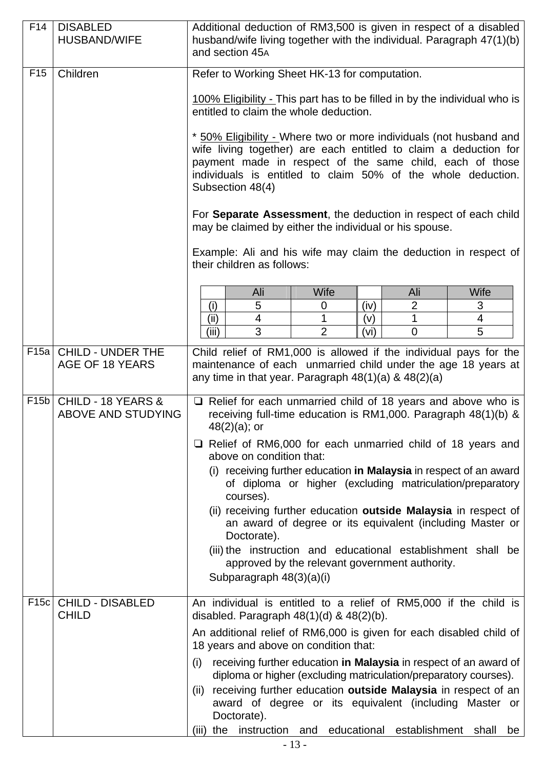| | | |
|---|---|---|
| F14 | DISABLED HUSBAND/WIFE | Additional deduction of RM3,500 is given in respect of a disabled husband/wife living together with the individual. Paragraph 47(1)(b) and section 45A |
| F15 | Children | Refer to Working Sheet HK-13 for computation.<br><br>100% Eligibility - This part has to be filled in by the individual who is entitled to claim the whole deduction.<br><br>* 50% Eligibility - Where two or more individuals (not husband and wife living together) are each entitled to claim a deduction for payment made in respect of the same child, each of those individuals is entitled to claim 50% of the whole deduction. Subsection 48(4)<br><br>For **Separate Assessment**, the deduction in respect of each child may be claimed by either the individual or his spouse.<br><br>Example: Ali and his wife may claim the deduction in respect of their children as follows:<br><br>(i) Ali 5, Wife 0; (ii) Ali 4, Wife 1; (iii) Ali 3, Wife 2; (iv) Ali 2, Wife 3; (v) Ali 1, Wife 4; (vi) Ali 0, Wife 5 |
| F15a | CHILD - UNDER THE AGE OF 18 YEARS | Child relief of RM1,000 is allowed if the individual pays for the maintenance of each unmarried child under the age 18 years at any time in that year. Paragraph 48(1)(a) & 48(2)(a) |
| F15b | CHILD - 18 YEARS & ABOVE AND STUDYING | ❑ Relief for each unmarried child of 18 years and above who is receiving full-time education is RM1,000. Paragraph 48(1)(b) & 48(2)(a); or<br>❑ Relief of RM6,000 for each unmarried child of 18 years and above on condition that:<br>(i) receiving further education **in Malaysia** in respect of an award of diploma or higher (excluding matriculation/preparatory courses).<br>(ii) receiving further education **outside Malaysia** in respect of an award of degree or its equivalent (including Master or Doctorate).<br>(iii) the instruction and educational establishment shall be approved by the relevant government authority.<br>Subparagraph 48(3)(a)(i) |
| F15c | CHILD - DISABLED CHILD | An individual is entitled to a relief of RM5,000 if the child is disabled. Paragraph 48(1)(d) & 48(2)(b).<br><br>An additional relief of RM6,000 is given for each disabled child of 18 years and above on condition that:<br>(i) receiving further education **in Malaysia** in respect of an award of diploma or higher (excluding matriculation/preparatory courses).<br>(ii) receiving further education **outside Malaysia** in respect of an award of degree or its equivalent (including Master or Doctorate).<br>(iii) the instruction and educational establishment shall be |

Example table (F15):

| | Ali | Wife | | Ali | Wife |
|---|---|---|---|---|---|
| (i) | 5 | 0 | (iv) | 2 | 3 |
| (ii) | 4 | 1 | (v) | 1 | 4 |
| (iii) | 3 | 2 | (vi) | 0 | 5 |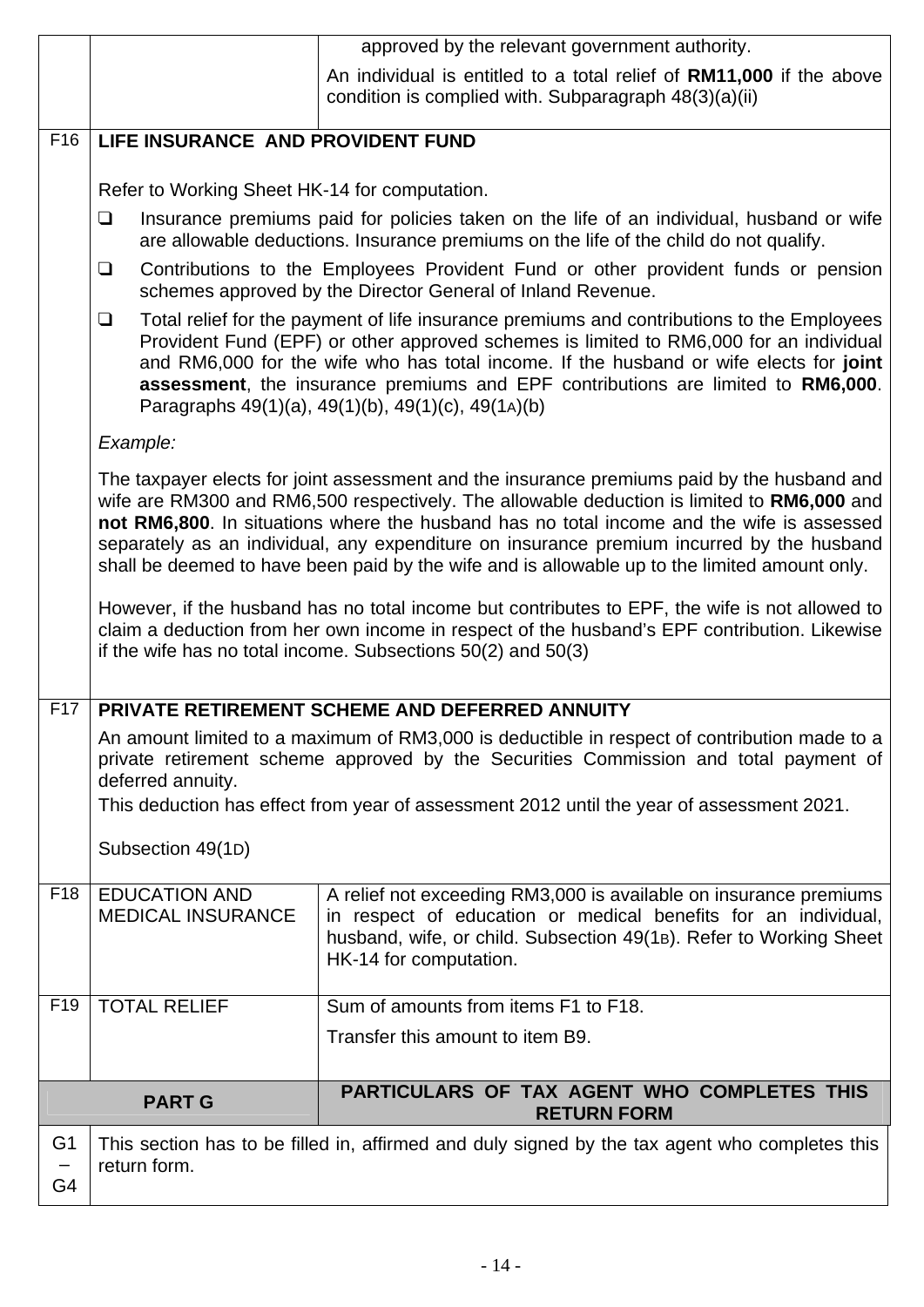| | | |
|---|---|---|
| | | approved by the relevant government authority.<br><br>An individual is entitled to a total relief of **RM11,000** if the above condition is complied with. Subparagraph 48(3)(a)(ii) |
| F16 | **LIFE INSURANCE AND PROVIDENT FUND**<br><br>Refer to Working Sheet HK-14 for computation.<br><br>❑ Insurance premiums paid for policies taken on the life of an individual, husband or wife are allowable deductions. Insurance premiums on the life of the child do not qualify.<br><br>❑ Contributions to the Employees Provident Fund or other provident funds or pension schemes approved by the Director General of Inland Revenue.<br><br>❑ Total relief for the payment of life insurance premiums and contributions to the Employees Provident Fund (EPF) or other approved schemes is limited to RM6,000 for an individual and RM6,000 for the wife who has total income. If the husband or wife elects for **joint assessment**, the insurance premiums and EPF contributions are limited to **RM6,000**. Paragraphs 49(1)(a), 49(1)(b), 49(1)(c), 49(1A)(b)<br><br>*Example:*<br><br>The taxpayer elects for joint assessment and the insurance premiums paid by the husband and wife are RM300 and RM6,500 respectively. The allowable deduction is limited to **RM6,000** and **not RM6,800**. In situations where the husband has no total income and the wife is assessed separately as an individual, any expenditure on insurance premium incurred by the husband shall be deemed to have been paid by the wife and is allowable up to the limited amount only.<br><br>However, if the husband has no total income but contributes to EPF, the wife is not allowed to claim a deduction from her own income in respect of the husband's EPF contribution. Likewise if the wife has no total income. Subsections 50(2) and 50(3) | |
| F17 | **PRIVATE RETIREMENT SCHEME AND DEFERRED ANNUITY**<br><br>An amount limited to a maximum of RM3,000 is deductible in respect of contribution made to a private retirement scheme approved by the Securities Commission and total payment of deferred annuity.<br><br>This deduction has effect from year of assessment 2012 until the year of assessment 2021.<br><br>Subsection 49(1D) | |
| F18 | EDUCATION AND MEDICAL INSURANCE | A relief not exceeding RM3,000 is available on insurance premiums in respect of education or medical benefits for an individual, husband, wife, or child. Subsection 49(1B). Refer to Working Sheet HK-14 for computation. |
| F19 | TOTAL RELIEF | Sum of amounts from items F1 to F18.<br><br>Transfer this amount to item B9. |
| | **PART G** | **PARTICULARS OF TAX AGENT WHO COMPLETES THIS RETURN FORM** |
| G1 – G4 | This section has to be filled in, affirmed and duly signed by the tax agent who completes this return form. | |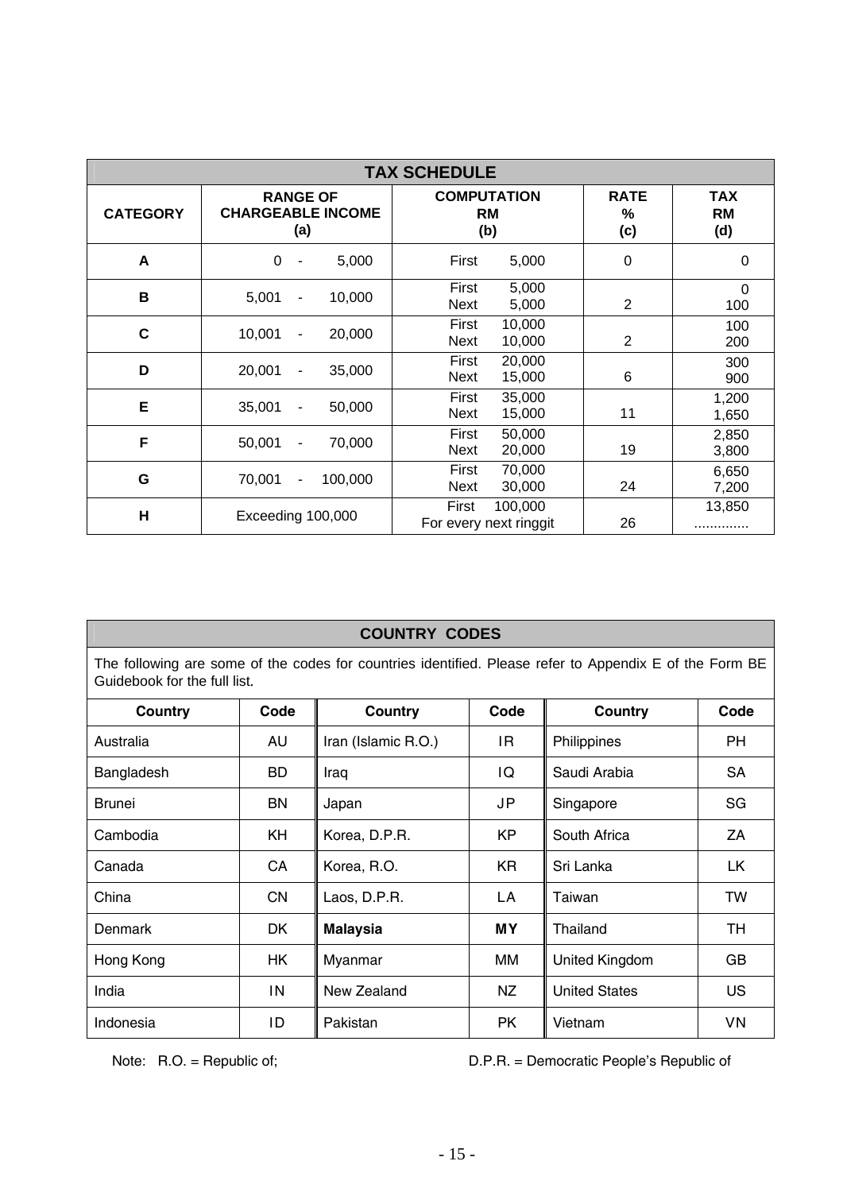## TAX SCHEDULE

| CATEGORY | RANGE OF CHARGEABLE INCOME (a) | COMPUTATION RM (b) | RATE % (c) | TAX RM (d) |
|---|---|---|---|---|
| A | 0 - 5,000 | First 5,000 | 0 | 0 |
| B | 5,001 - 10,000 | First 5,000<br>Next 5,000 | 2 | 0<br>100 |
| C | 10,001 - 20,000 | First 10,000<br>Next 10,000 | 2 | 100<br>200 |
| D | 20,001 - 35,000 | First 20,000<br>Next 15,000 | 6 | 300<br>900 |
| E | 35,001 - 50,000 | First 35,000<br>Next 15,000 | 11 | 1,200<br>1,650 |
| F | 50,001 - 70,000 | First 50,000<br>Next 20,000 | 19 | 2,850<br>3,800 |
| G | 70,001 - 100,000 | First 70,000<br>Next 30,000 | 24 | 6,650<br>7,200 |
| H | Exceeding 100,000 | First 100,000<br>For every next ringgit | 26 | 13,850<br>............. |

## COUNTRY CODES

The following are some of the codes for countries identified. Please refer to Appendix E of the Form BE Guidebook for the full list.

| Country | Code | Country | Code | Country | Code |
|---|---|---|---|---|---|
| Australia | AU | Iran (Islamic R.O.) | IR | Philippines | PH |
| Bangladesh | BD | Iraq | IQ | Saudi Arabia | SA |
| Brunei | BN | Japan | JP | Singapore | SG |
| Cambodia | KH | Korea, D.P.R. | KP | South Africa | ZA |
| Canada | CA | Korea, R.O. | KR | Sri Lanka | LK |
| China | CN | Laos, D.P.R. | LA | Taiwan | TW |
| Denmark | DK | **Malaysia** | **MY** | Thailand | TH |
| Hong Kong | HK | Myanmar | MM | United Kingdom | GB |
| India | IN | New Zealand | NZ | United States | US |
| Indonesia | ID | Pakistan | PK | Vietnam | VN |

Note: R.O. = Republic of; D.P.R. = Democratic People's Republic of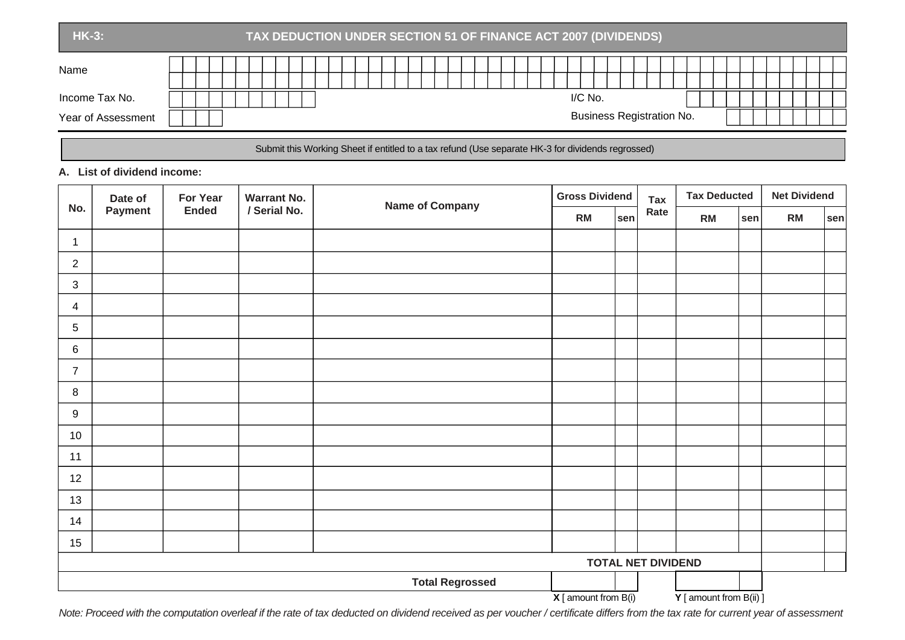## HK-3: TAX DEDUCTION UNDER SECTION 51 OF FINANCE ACT 2007 (DIVIDENDS)

| | |
|---|---|
| Name | |
| Income Tax No. | |
| I/C No. | |
| Year of Assessment | |
| Business Registration No. | |

Submit this Working Sheet if entitled to a tax refund (Use separate HK-3 for dividends regrossed)

**A. List of dividend income:**

| No. | Date of Payment | For Year Ended | Warrant No. / Serial No. | Name of Company | Gross Dividend | | Tax Rate | Tax Deducted | | Net Dividend | |
|---|---|---|---|---|---|---|---|---|---|---|---|
| | | | | | RM | sen | | RM | sen | RM | sen |
| 1 | | | | | | | | | | | |
| 2 | | | | | | | | | | | |
| 3 | | | | | | | | | | | |
| 4 | | | | | | | | | | | |
| 5 | | | | | | | | | | | |
| 6 | | | | | | | | | | | |
| 7 | | | | | | | | | | | |
| 8 | | | | | | | | | | | |
| 9 | | | | | | | | | | | |
| 10 | | | | | | | | | | | |
| 11 | | | | | | | | | | | |
| 12 | | | | | | | | | | | |
| 13 | | | | | | | | | | | |
| 14 | | | | | | | | | | | |
| 15 | | | | | | | | | | | |
| | | | | | | | | **TOTAL NET DIVIDEND** | | | |
| | | | | **Total Regrossed** | | | | | | | |
| | | | | | **X** [ amount from B(i) | | | **Y** [ amount from B(ii) ] | | | |

*Note: Proceed with the computation overleaf if the rate of tax deducted on dividend received as per voucher / certificate differs from the tax rate for current year of assessment*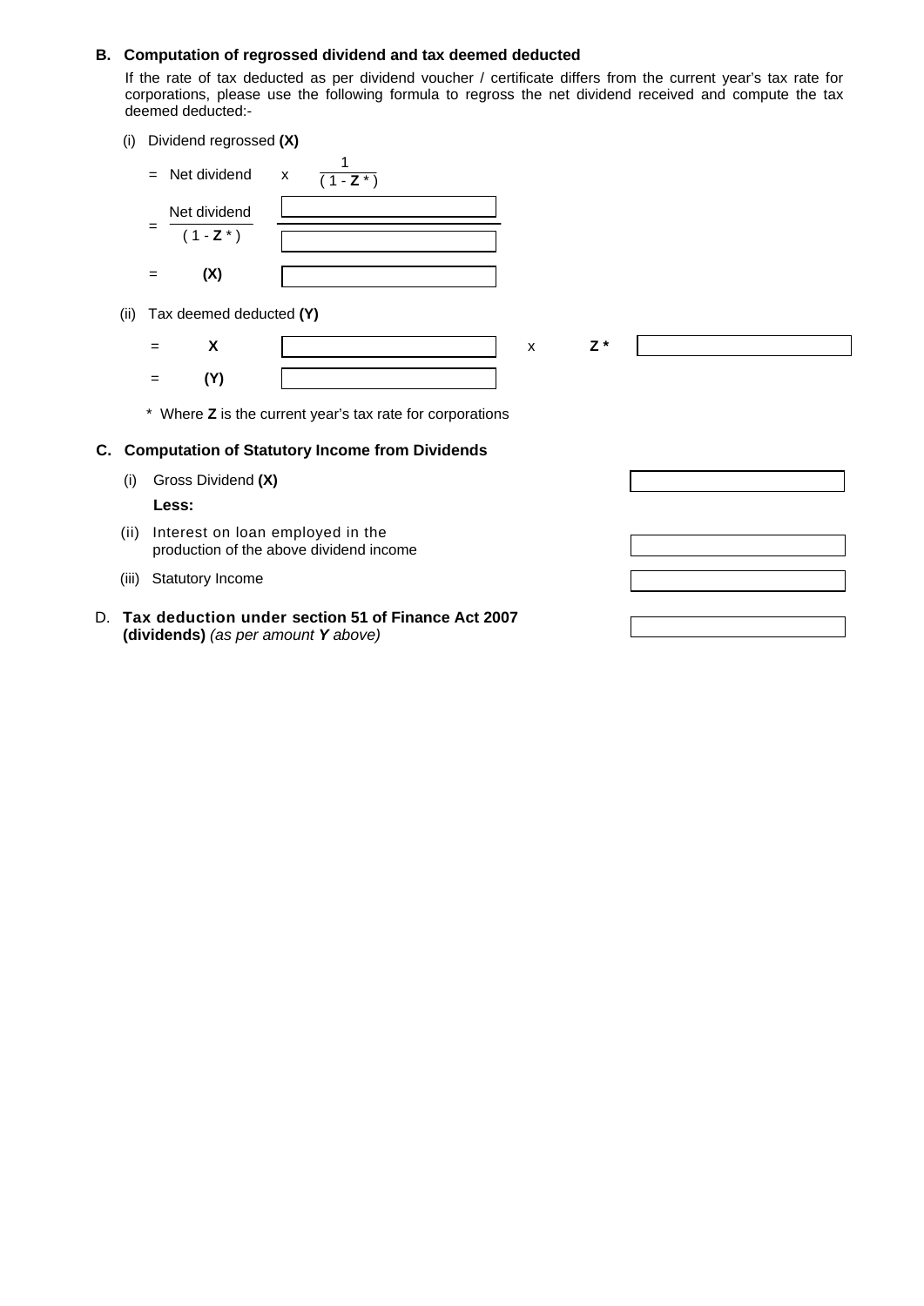## B. Computation of regrossed dividend and tax deemed deducted

If the rate of tax deducted as per dividend voucher / certificate differs from the current year's tax rate for corporations, please use the following formula to regross the net dividend received and compute the tax deemed deducted:-

(i) Dividend regrossed **(X)**

$$= \text{Net dividend} \times \frac{1}{(1 - \mathbf{Z}^*)}$$

$$= \frac{\text{Net dividend}}{(1 - \mathbf{Z}^*)} \quad \frac{\_\_\_\_\_\_\_\_}{\_\_\_\_\_\_\_\_}$$

= **(X)** \_\_\_\_\_\_\_\_

(ii) Tax deemed deducted **(Y)**

= **X** \_\_\_\_\_\_\_\_ x **Z \*** \_\_\_\_\_\_\_\_

= **(Y)** \_\_\_\_\_\_\_\_

\* Where **Z** is the current year's tax rate for corporations

## C. Computation of Statutory Income from Dividends

| | |
|---|---|
| (i) Gross Dividend **(X)** | |
| **Less:** | |
| (ii) Interest on loan employed in the production of the above dividend income | |
| (iii) Statutory Income | |

## D. Tax deduction under section 51 of Finance Act 2007 (dividends) *(as per amount **Y** above)*

| |
|---|
| |